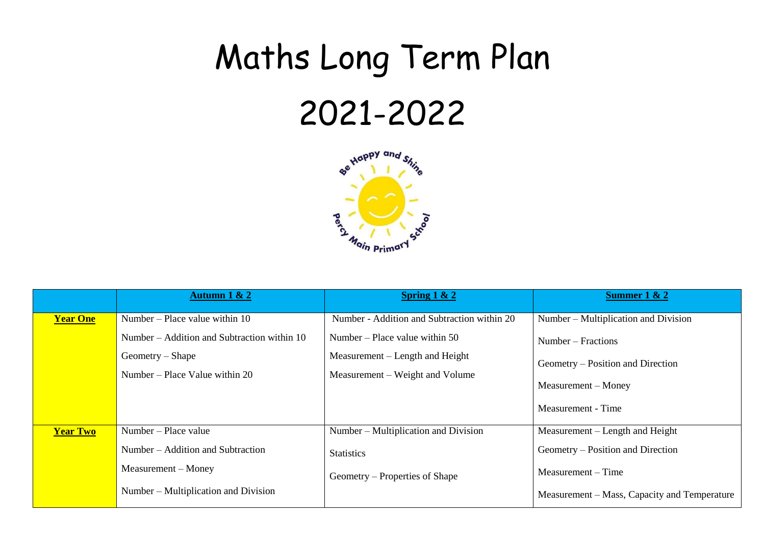# Maths Long Term Plan

# 2021-2022

| | **Autumn 1 & 2** | **Spring 1 & 2** | **Summer 1 & 2** |
|---|---|---|---|
| **Year One** | Number – Place value within 10<br>Number – Addition and Subtraction within 10<br>Geometry – Shape<br>Number – Place Value within 20 | Number - Addition and Subtraction within 20<br>Number – Place value within 50<br>Measurement – Length and Height<br>Measurement – Weight and Volume | Number – Multiplication and Division<br>Number – Fractions<br>Geometry – Position and Direction<br>Measurement – Money<br>Measurement - Time |
| **Year Two** | Number – Place value<br>Number – Addition and Subtraction<br>Measurement – Money<br>Number – Multiplication and Division | Number – Multiplication and Division<br>Statistics<br>Geometry – Properties of Shape | Measurement – Length and Height<br>Geometry – Position and Direction<br>Measurement – Time<br>Measurement – Mass, Capacity and Temperature |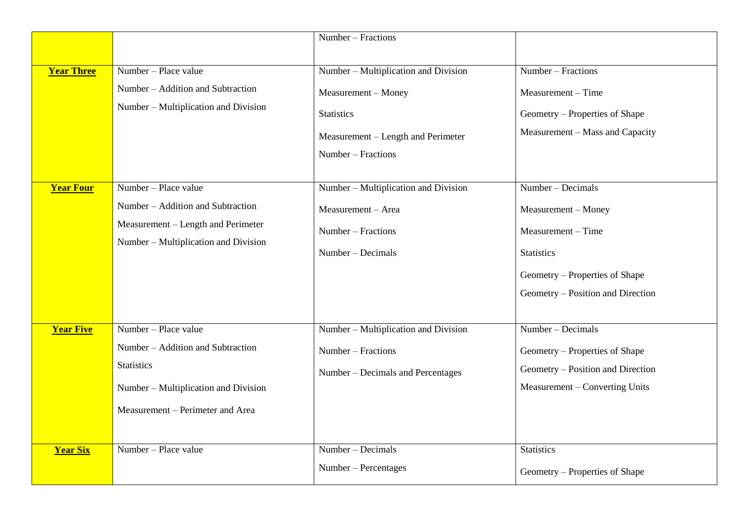|  |  |  |  |
|---|---|---|---|
|  |  | Number – Fractions |  |
| **Year Three** | Number – Place value<br>Number – Addition and Subtraction<br>Number – Multiplication and Division | Number – Multiplication and Division<br>Measurement – Money<br>Statistics<br>Measurement – Length and Perimeter<br>Number – Fractions | Number – Fractions<br>Measurement – Time<br>Geometry – Properties of Shape<br>Measurement – Mass and Capacity |
| **Year Four** | Number – Place value<br>Number – Addition and Subtraction<br>Measurement – Length and Perimeter<br>Number – Multiplication and Division | Number – Multiplication and Division<br>Measurement – Area<br>Number – Fractions<br>Number – Decimals | Number – Decimals<br>Measurement – Money<br>Measurement – Time<br>Statistics<br>Geometry – Properties of Shape<br>Geometry – Position and Direction |
| **Year Five** | Number – Place value<br>Number – Addition and Subtraction<br>Statistics<br>Number – Multiplication and Division<br>Measurement – Perimeter and Area | Number – Multiplication and Division<br>Number – Fractions<br>Number – Decimals and Percentages | Number – Decimals<br>Geometry – Properties of Shape<br>Geometry – Position and Direction<br>Measurement – Converting Units |
| **Year Six** | Number – Place value | Number – Decimals<br>Number – Percentages | Statistics<br>Geometry – Properties of Shape |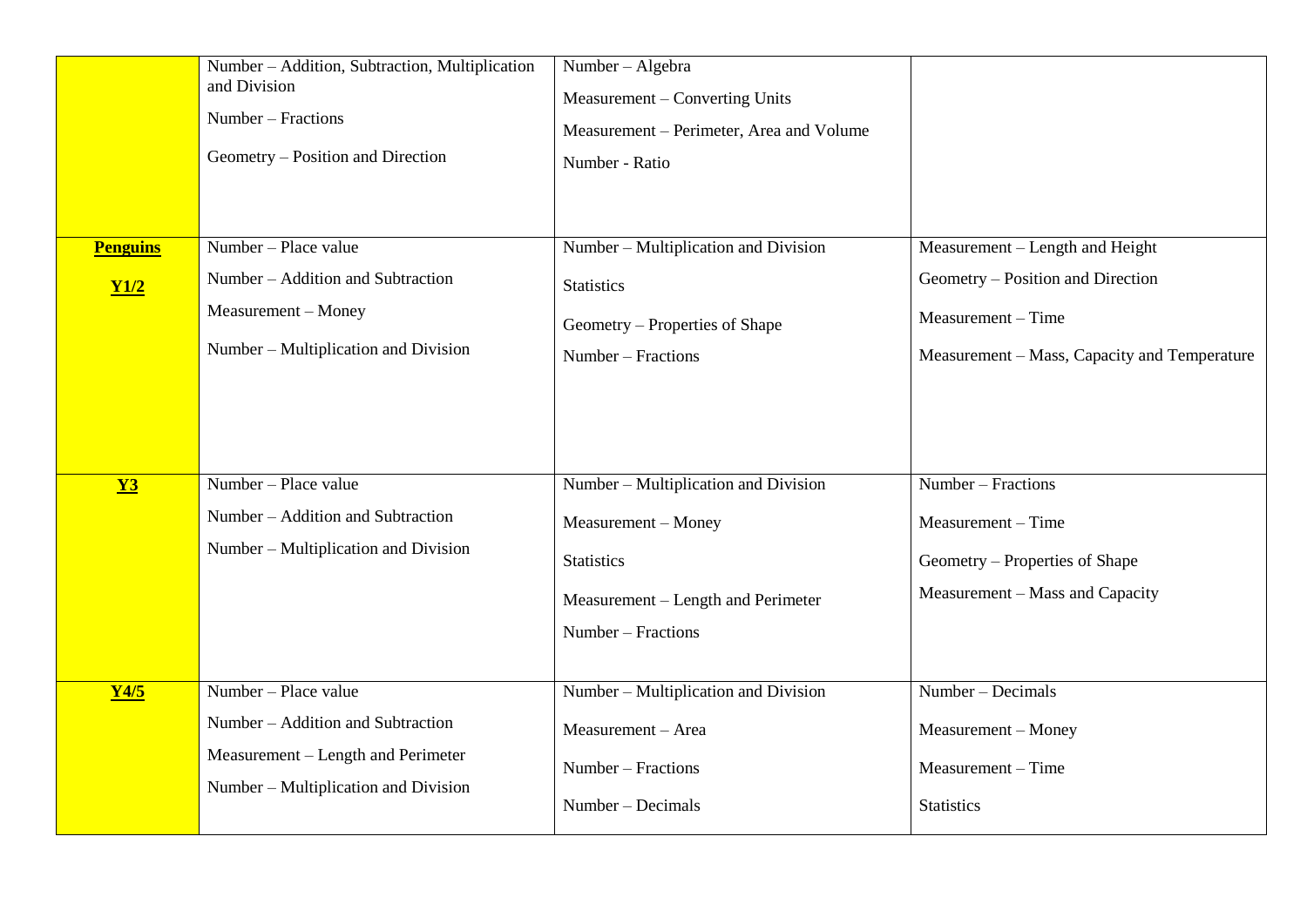| | | | |
|---|---|---|---|
| | Number – Addition, Subtraction, Multiplication and Division<br>Number – Fractions<br>Geometry – Position and Direction | Number – Algebra<br>Measurement – Converting Units<br>Measurement – Perimeter, Area and Volume<br>Number - Ratio | |
| **Penguins**<br>**Y1/2** | Number – Place value<br>Number – Addition and Subtraction<br>Measurement – Money<br>Number – Multiplication and Division | Number – Multiplication and Division<br>Statistics<br>Geometry – Properties of Shape<br>Number – Fractions | Measurement – Length and Height<br>Geometry – Position and Direction<br>Measurement – Time<br>Measurement – Mass, Capacity and Temperature |
| **Y3** | Number – Place value<br>Number – Addition and Subtraction<br>Number – Multiplication and Division | Number – Multiplication and Division<br>Measurement – Money<br>Statistics<br>Measurement – Length and Perimeter<br>Number – Fractions | Number – Fractions<br>Measurement – Time<br>Geometry – Properties of Shape<br>Measurement – Mass and Capacity |
| **Y4/5** | Number – Place value<br>Number – Addition and Subtraction<br>Measurement – Length and Perimeter<br>Number – Multiplication and Division | Number – Multiplication and Division<br>Measurement – Area<br>Number – Fractions<br>Number – Decimals | Number – Decimals<br>Measurement – Money<br>Measurement – Time<br>Statistics |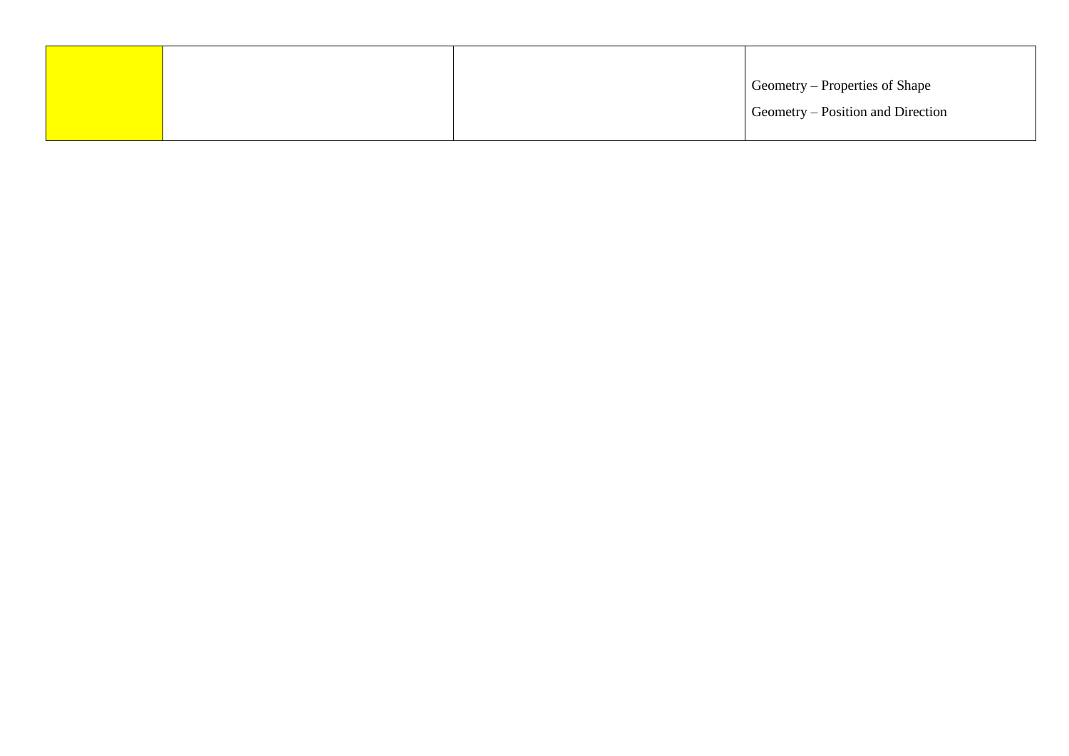| | | | |
|---|---|---|---|
| | | | Geometry – Properties of Shape<br>Geometry – Position and Direction |